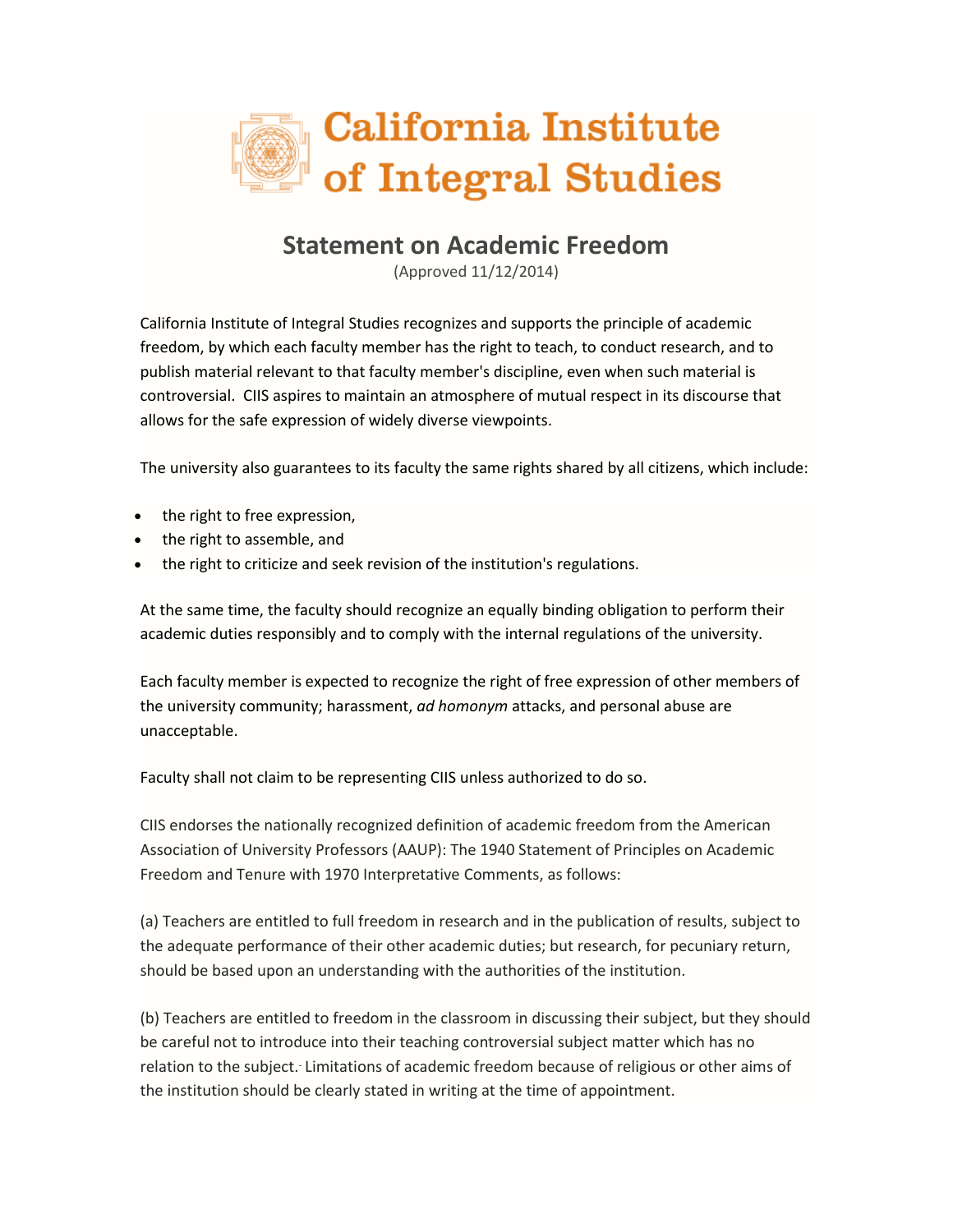# California Institute of Integral Studies

## Statement on Academic Freedom

(Approved 11/12/2014)

California Institute of Integral Studies recognizes and supports the principle of academic freedom, by which each faculty member has the right to teach, to conduct research, and to publish material relevant to that faculty member's discipline, even when such material is controversial. CIIS aspires to maintain an atmosphere of mutual respect in its discourse that allows for the safe expression of widely diverse viewpoints.

The university also guarantees to its faculty the same rights shared by all citizens, which include:

- the right to free expression,
- the right to assemble, and
- the right to criticize and seek revision of the institution's regulations.

At the same time, the faculty should recognize an equally binding obligation to perform their academic duties responsibly and to comply with the internal regulations of the university.

Each faculty member is expected to recognize the right of free expression of other members of the university community; harassment, *ad homonym* attacks, and personal abuse are unacceptable.

Faculty shall not claim to be representing CIIS unless authorized to do so.

CIIS endorses the nationally recognized definition of academic freedom from the American Association of University Professors (AAUP): The 1940 Statement of Principles on Academic Freedom and Tenure with 1970 Interpretative Comments, as follows:

(a) Teachers are entitled to full freedom in research and in the publication of results, subject to the adequate performance of their other academic duties; but research, for pecuniary return, should be based upon an understanding with the authorities of the institution.

(b) Teachers are entitled to freedom in the classroom in discussing their subject, but they should be careful not to introduce into their teaching controversial subject matter which has no relation to the subject. Limitations of academic freedom because of religious or other aims of the institution should be clearly stated in writing at the time of appointment.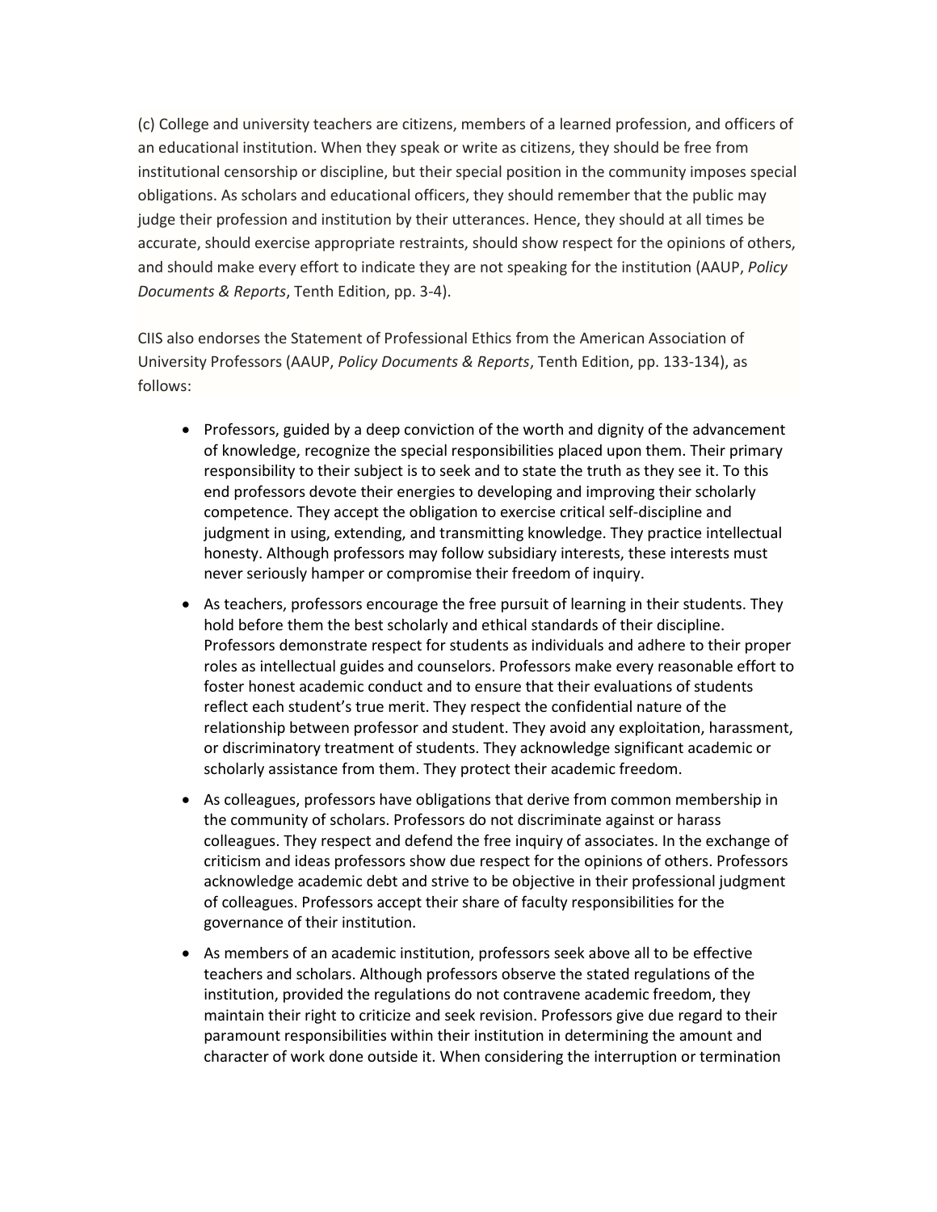(c) College and university teachers are citizens, members of a learned profession, and officers of an educational institution. When they speak or write as citizens, they should be free from institutional censorship or discipline, but their special position in the community imposes special obligations. As scholars and educational officers, they should remember that the public may judge their profession and institution by their utterances. Hence, they should at all times be accurate, should exercise appropriate restraints, should show respect for the opinions of others, and should make every effort to indicate they are not speaking for the institution (AAUP, *Policy Documents & Reports*, Tenth Edition, pp. 3-4).

CIIS also endorses the Statement of Professional Ethics from the American Association of University Professors (AAUP, *Policy Documents & Reports*, Tenth Edition, pp. 133-134), as follows:

- Professors, guided by a deep conviction of the worth and dignity of the advancement of knowledge, recognize the special responsibilities placed upon them. Their primary responsibility to their subject is to seek and to state the truth as they see it. To this end professors devote their energies to developing and improving their scholarly competence. They accept the obligation to exercise critical self-discipline and judgment in using, extending, and transmitting knowledge. They practice intellectual honesty. Although professors may follow subsidiary interests, these interests must never seriously hamper or compromise their freedom of inquiry.
- As teachers, professors encourage the free pursuit of learning in their students. They hold before them the best scholarly and ethical standards of their discipline. Professors demonstrate respect for students as individuals and adhere to their proper roles as intellectual guides and counselors. Professors make every reasonable effort to foster honest academic conduct and to ensure that their evaluations of students reflect each student's true merit. They respect the confidential nature of the relationship between professor and student. They avoid any exploitation, harassment, or discriminatory treatment of students. They acknowledge significant academic or scholarly assistance from them. They protect their academic freedom.
- As colleagues, professors have obligations that derive from common membership in the community of scholars. Professors do not discriminate against or harass colleagues. They respect and defend the free inquiry of associates. In the exchange of criticism and ideas professors show due respect for the opinions of others. Professors acknowledge academic debt and strive to be objective in their professional judgment of colleagues. Professors accept their share of faculty responsibilities for the governance of their institution.
- As members of an academic institution, professors seek above all to be effective teachers and scholars. Although professors observe the stated regulations of the institution, provided the regulations do not contravene academic freedom, they maintain their right to criticize and seek revision. Professors give due regard to their paramount responsibilities within their institution in determining the amount and character of work done outside it. When considering the interruption or termination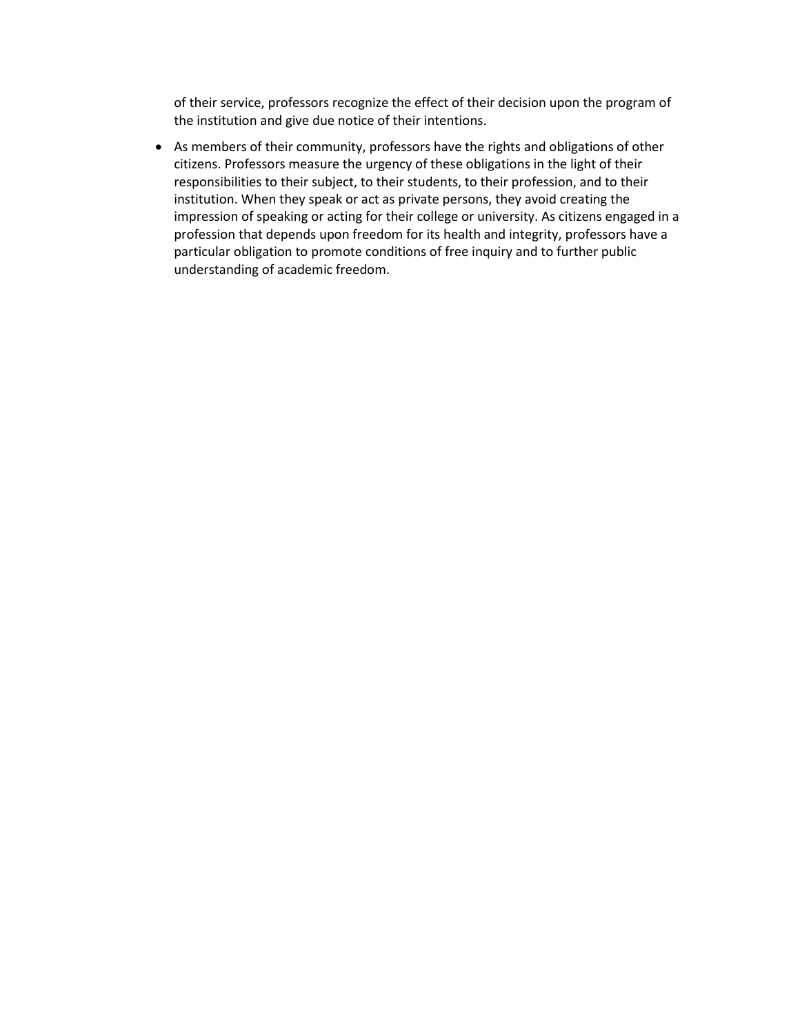of their service, professors recognize the effect of their decision upon the program of the institution and give due notice of their intentions.

- As members of their community, professors have the rights and obligations of other citizens. Professors measure the urgency of these obligations in the light of their responsibilities to their subject, to their students, to their profession, and to their institution. When they speak or act as private persons, they avoid creating the impression of speaking or acting for their college or university. As citizens engaged in a profession that depends upon freedom for its health and integrity, professors have a particular obligation to promote conditions of free inquiry and to further public understanding of academic freedom.